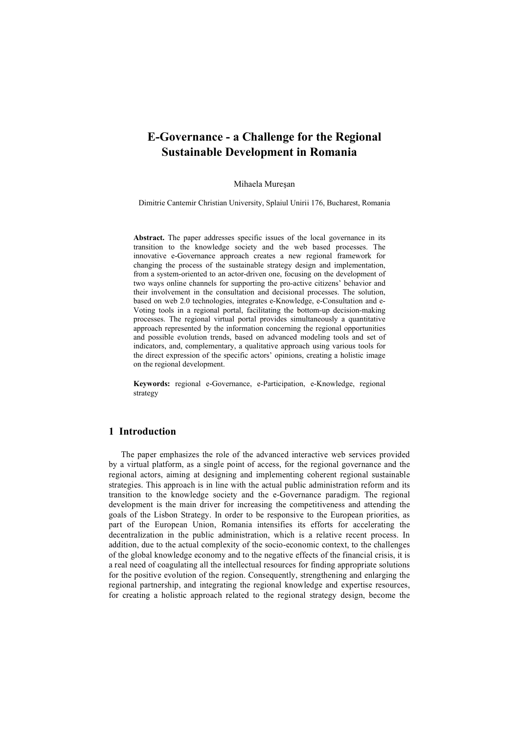# E-Governance - a Challenge for the Regional Sustainable Development in Romania

Mihaela Mureșan

Dimitrie Cantemir Christian University, Splaiul Unirii 176, Bucharest, Romania

**Abstract.** The paper addresses specific issues of the local governance in its transition to the knowledge society and the web based processes. The innovative e-Governance approach creates a new regional framework for changing the process of the sustainable strategy design and implementation, from a system-oriented to an actor-driven one, focusing on the development of two ways online channels for supporting the pro-active citizens' behavior and their involvement in the consultation and decisional processes. The solution, based on web 2.0 technologies, integrates e-Knowledge, e-Consultation and e-Voting tools in a regional portal, facilitating the bottom-up decision-making processes. The regional virtual portal provides simultaneously a quantitative approach represented by the information concerning the regional opportunities and possible evolution trends, based on advanced modeling tools and set of indicators, and, complementary, a qualitative approach using various tools for the direct expression of the specific actors' opinions, creating a holistic image on the regional development.

**Keywords:** regional e-Governance, e-Participation, e-Knowledge, regional strategy

## 1 Introduction

The paper emphasizes the role of the advanced interactive web services provided by a virtual platform, as a single point of access, for the regional governance and the regional actors, aiming at designing and implementing coherent regional sustainable strategies. This approach is in line with the actual public administration reform and its transition to the knowledge society and the e-Governance paradigm. The regional development is the main driver for increasing the competitiveness and attending the goals of the Lisbon Strategy. In order to be responsive to the European priorities, as part of the European Union, Romania intensifies its efforts for accelerating the decentralization in the public administration, which is a relative recent process. In addition, due to the actual complexity of the socio-economic context, to the challenges of the global knowledge economy and to the negative effects of the financial crisis, it is a real need of coagulating all the intellectual resources for finding appropriate solutions for the positive evolution of the region. Consequently, strengthening and enlarging the regional partnership, and integrating the regional knowledge and expertise resources, for creating a holistic approach related to the regional strategy design, become the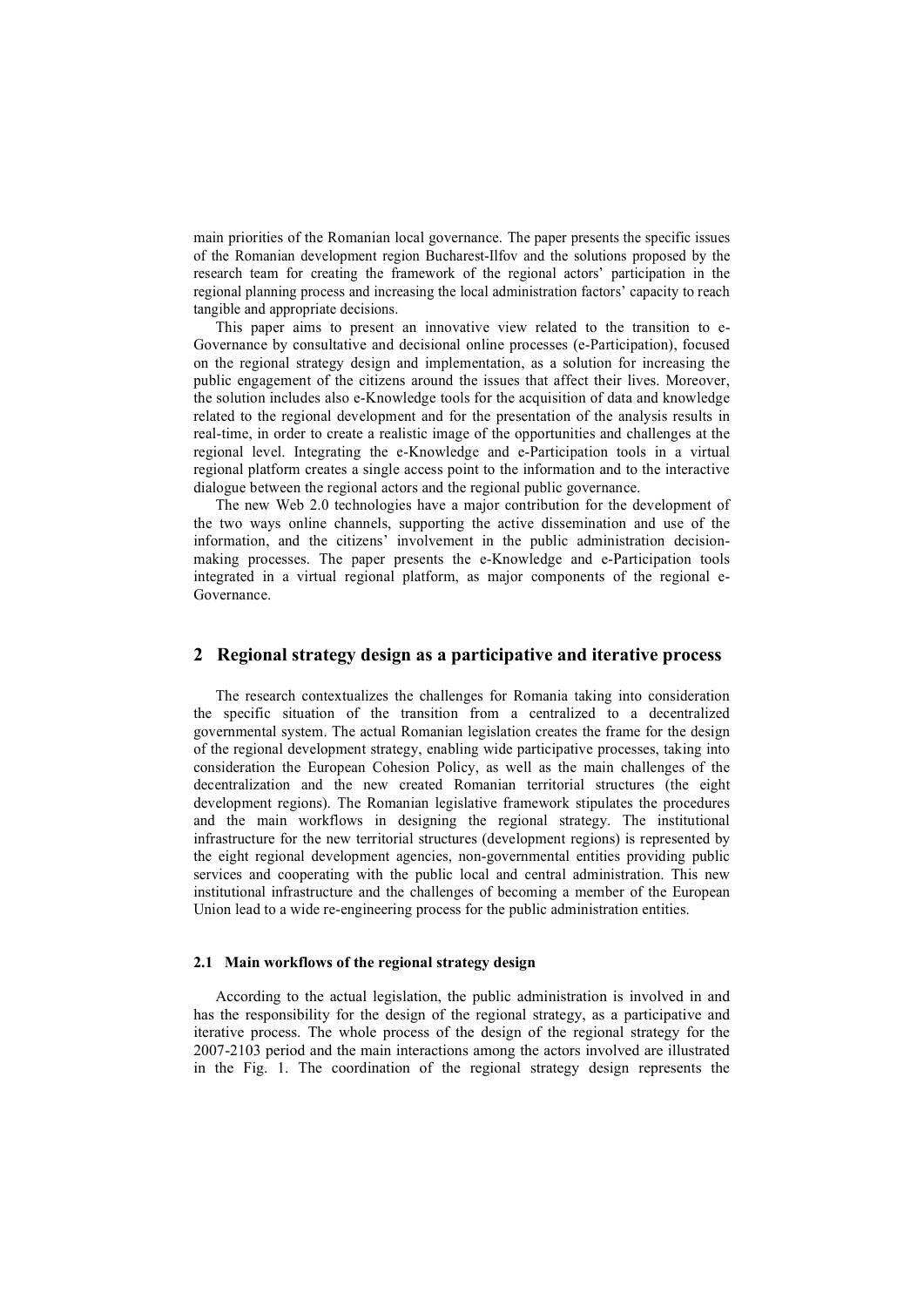main priorities of the Romanian local governance. The paper presents the specific issues of the Romanian development region Bucharest-Ilfov and the solutions proposed by the research team for creating the framework of the regional actors' participation in the regional planning process and increasing the local administration factors' capacity to reach tangible and appropriate decisions.

This paper aims to present an innovative view related to the transition to e-Governance by consultative and decisional online processes (e-Participation), focused on the regional strategy design and implementation, as a solution for increasing the public engagement of the citizens around the issues that affect their lives. Moreover, the solution includes also e-Knowledge tools for the acquisition of data and knowledge related to the regional development and for the presentation of the analysis results in real-time, in order to create a realistic image of the opportunities and challenges at the regional level. Integrating the e-Knowledge and e-Participation tools in a virtual regional platform creates a single access point to the information and to the interactive dialogue between the regional actors and the regional public governance.

The new Web 2.0 technologies have a major contribution for the development of the two ways online channels, supporting the active dissemination and use of the information, and the citizens' involvement in the public administration decision-making processes. The paper presents the e-Knowledge and e-Participation tools integrated in a virtual regional platform, as major components of the regional e-Governance.

## 2 Regional strategy design as a participative and iterative process

The research contextualizes the challenges for Romania taking into consideration the specific situation of the transition from a centralized to a decentralized governmental system. The actual Romanian legislation creates the frame for the design of the regional development strategy, enabling wide participative processes, taking into consideration the European Cohesion Policy, as well as the main challenges of the decentralization and the new created Romanian territorial structures (the eight development regions). The Romanian legislative framework stipulates the procedures and the main workflows in designing the regional strategy. The institutional infrastructure for the new territorial structures (development regions) is represented by the eight regional development agencies, non-governmental entities providing public services and cooperating with the public local and central administration. This new institutional infrastructure and the challenges of becoming a member of the European Union lead to a wide re-engineering process for the public administration entities.

### 2.1 Main workflows of the regional strategy design

According to the actual legislation, the public administration is involved in and has the responsibility for the design of the regional strategy, as a participative and iterative process. The whole process of the design of the regional strategy for the 2007-2103 period and the main interactions among the actors involved are illustrated in the Fig. 1. The coordination of the regional strategy design represents the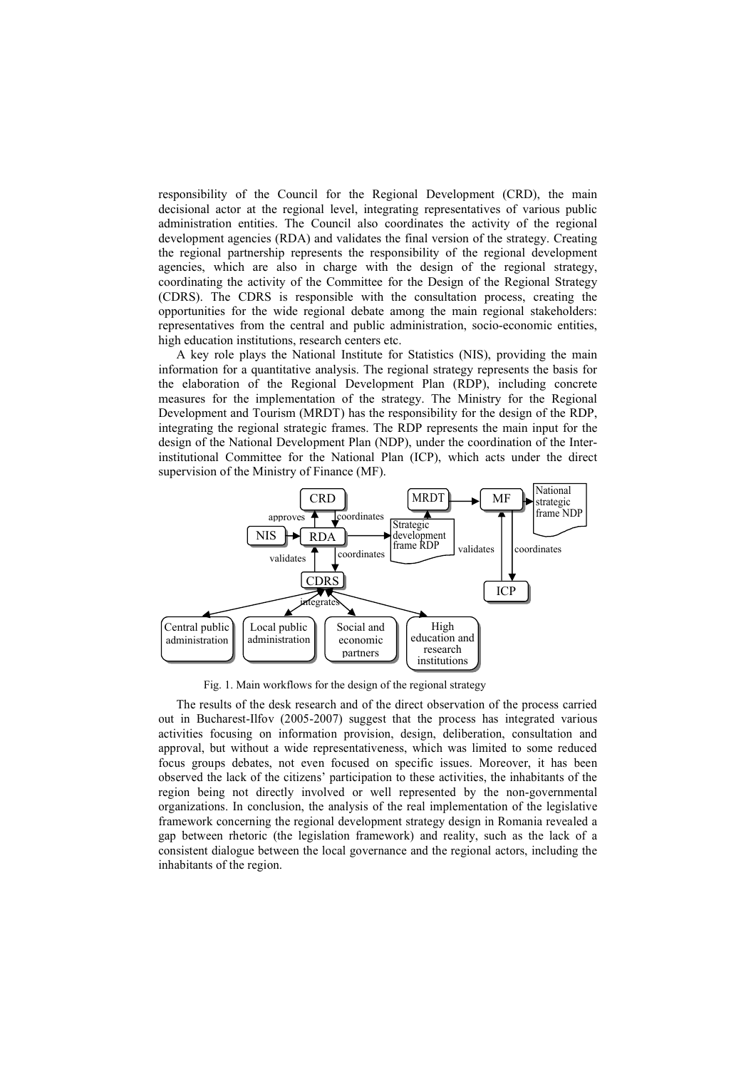responsibility of the Council for the Regional Development (CRD), the main decisional actor at the regional level, integrating representatives of various public administration entities. The Council also coordinates the activity of the regional development agencies (RDA) and validates the final version of the strategy. Creating the regional partnership represents the responsibility of the regional development agencies, which are also in charge with the design of the regional strategy, coordinating the activity of the Committee for the Design of the Regional Strategy (CDRS). The CDRS is responsible with the consultation process, creating the opportunities for the wide regional debate among the main regional stakeholders: representatives from the central and public administration, socio-economic entities, high education institutions, research centers etc.

A key role plays the National Institute for Statistics (NIS), providing the main information for a quantitative analysis. The regional strategy represents the basis for the elaboration of the Regional Development Plan (RDP), including concrete measures for the implementation of the strategy. The Ministry for the Regional Development and Tourism (MRDT) has the responsibility for the design of the RDP, integrating the regional strategic frames. The RDP represents the main input for the design of the National Development Plan (NDP), under the coordination of the Inter-institutional Committee for the National Plan (ICP), which acts under the direct supervision of the Ministry of Finance (MF).

Fig. 1. Main workflows for the design of the regional strategy

The results of the desk research and of the direct observation of the process carried out in Bucharest-Ilfov (2005-2007) suggest that the process has integrated various activities focusing on information provision, design, deliberation, consultation and approval, but without a wide representativeness, which was limited to some reduced focus groups debates, not even focused on specific issues. Moreover, it has been observed the lack of the citizens' participation to these activities, the inhabitants of the region being not directly involved or well represented by the non-governmental organizations. In conclusion, the analysis of the real implementation of the legislative framework concerning the regional development strategy design in Romania revealed a gap between rhetoric (the legislation framework) and reality, such as the lack of a consistent dialogue between the local governance and the regional actors, including the inhabitants of the region.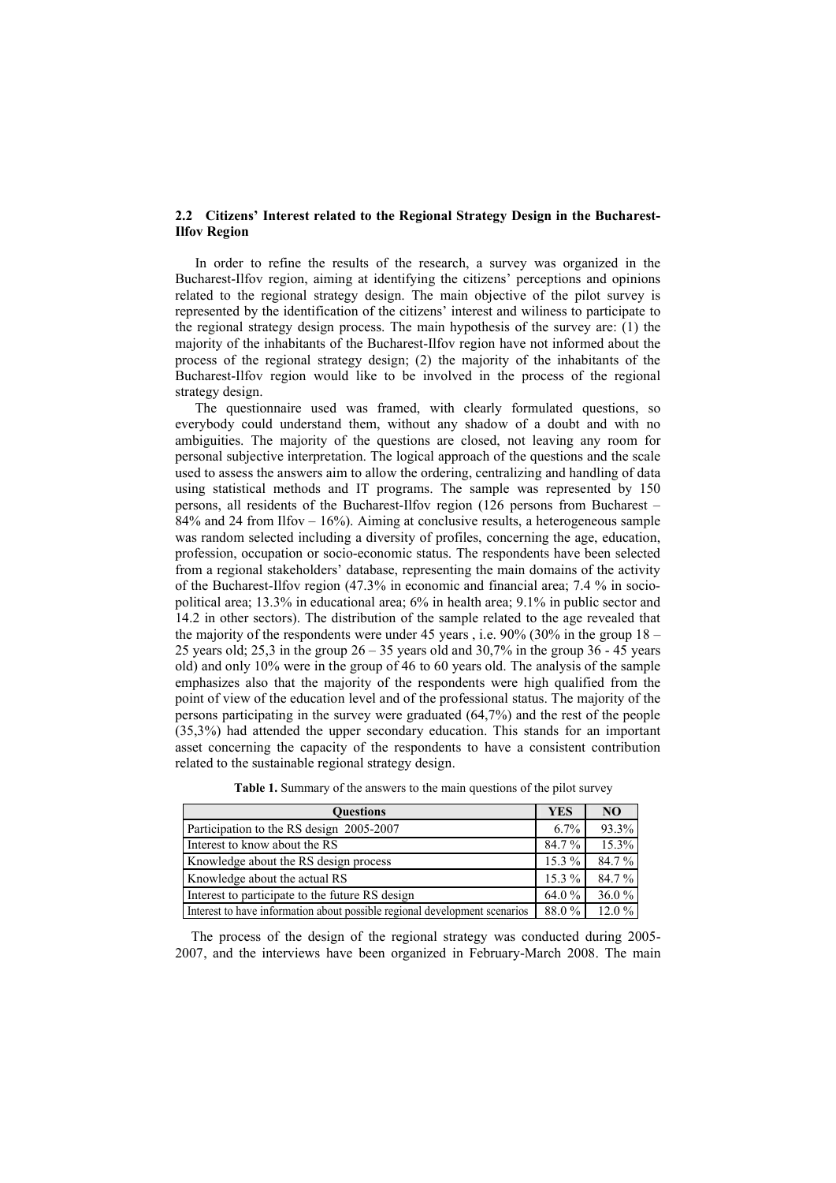### 2.2 Citizens' Interest related to the Regional Strategy Design in the Bucharest-Ilfov Region

In order to refine the results of the research, a survey was organized in the Bucharest-Ilfov region, aiming at identifying the citizens' perceptions and opinions related to the regional strategy design. The main objective of the pilot survey is represented by the identification of the citizens' interest and wiliness to participate to the regional strategy design process. The main hypothesis of the survey are: (1) the majority of the inhabitants of the Bucharest-Ilfov region have not informed about the process of the regional strategy design; (2) the majority of the inhabitants of the Bucharest-Ilfov region would like to be involved in the process of the regional strategy design.

The questionnaire used was framed, with clearly formulated questions, so everybody could understand them, without any shadow of a doubt and with no ambiguities. The majority of the questions are closed, not leaving any room for personal subjective interpretation. The logical approach of the questions and the scale used to assess the answers aim to allow the ordering, centralizing and handling of data using statistical methods and IT programs. The sample was represented by 150 persons, all residents of the Bucharest-Ilfov region (126 persons from Bucharest – 84% and 24 from Ilfov – 16%). Aiming at conclusive results, a heterogeneous sample was random selected including a diversity of profiles, concerning the age, education, profession, occupation or socio-economic status. The respondents have been selected from a regional stakeholders' database, representing the main domains of the activity of the Bucharest-Ilfov region (47.3% in economic and financial area; 7.4 % in socio-political area; 13.3% in educational area; 6% in health area; 9.1% in public sector and 14.2 in other sectors). The distribution of the sample related to the age revealed that the majority of the respondents were under 45 years , i.e. 90% (30% in the group 18 – 25 years old; 25,3 in the group 26 – 35 years old and 30,7% in the group 36 - 45 years old) and only 10% were in the group of 46 to 60 years old. The analysis of the sample emphasizes also that the majority of the respondents were high qualified from the point of view of the education level and of the professional status. The majority of the persons participating in the survey were graduated (64,7%) and the rest of the people (35,3%) had attended the upper secondary education. This stands for an important asset concerning the capacity of the respondents to have a consistent contribution related to the sustainable regional strategy design.

**Table 1.** Summary of the answers to the main questions of the pilot survey

| Questions | YES | NO |
|---|---|---|
| Participation to the RS design 2005-2007 | 6.7% | 93.3% |
| Interest to know about the RS | 84.7 % | 15.3% |
| Knowledge about the RS design process | 15.3 % | 84.7 % |
| Knowledge about the actual RS | 15.3 % | 84.7 % |
| Interest to participate to the future RS design | 64.0 % | 36.0 % |
| Interest to have information about possible regional development scenarios | 88.0 % | 12.0 % |

The process of the design of the regional strategy was conducted during 2005-2007, and the interviews have been organized in February-March 2008. The main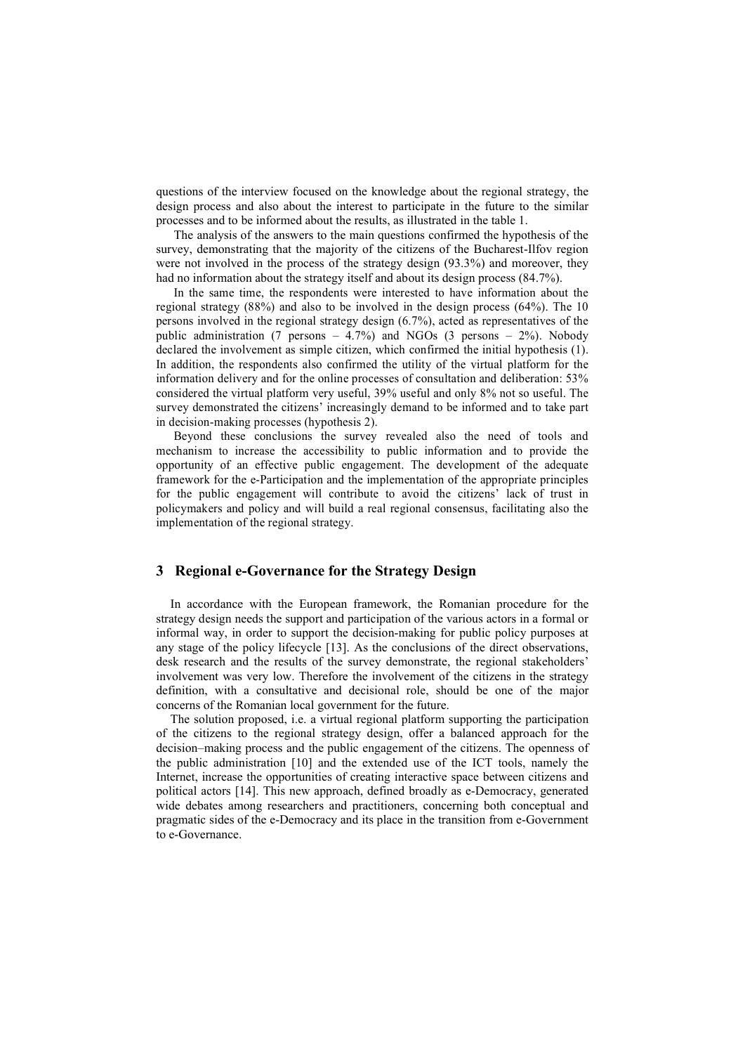questions of the interview focused on the knowledge about the regional strategy, the design process and also about the interest to participate in the future to the similar processes and to be informed about the results, as illustrated in the table 1.

The analysis of the answers to the main questions confirmed the hypothesis of the survey, demonstrating that the majority of the citizens of the Bucharest-Ilfov region were not involved in the process of the strategy design (93.3%) and moreover, they had no information about the strategy itself and about its design process (84.7%).

In the same time, the respondents were interested to have information about the regional strategy (88%) and also to be involved in the design process (64%). The 10 persons involved in the regional strategy design (6.7%), acted as representatives of the public administration (7 persons – 4.7%) and NGOs (3 persons – 2%). Nobody declared the involvement as simple citizen, which confirmed the initial hypothesis (1). In addition, the respondents also confirmed the utility of the virtual platform for the information delivery and for the online processes of consultation and deliberation: 53% considered the virtual platform very useful, 39% useful and only 8% not so useful. The survey demonstrated the citizens' increasingly demand to be informed and to take part in decision-making processes (hypothesis 2).

Beyond these conclusions the survey revealed also the need of tools and mechanism to increase the accessibility to public information and to provide the opportunity of an effective public engagement. The development of the adequate framework for the e-Participation and the implementation of the appropriate principles for the public engagement will contribute to avoid the citizens' lack of trust in policymakers and policy and will build a real regional consensus, facilitating also the implementation of the regional strategy.

## 3 Regional e-Governance for the Strategy Design

In accordance with the European framework, the Romanian procedure for the strategy design needs the support and participation of the various actors in a formal or informal way, in order to support the decision-making for public policy purposes at any stage of the policy lifecycle [13]. As the conclusions of the direct observations, desk research and the results of the survey demonstrate, the regional stakeholders' involvement was very low. Therefore the involvement of the citizens in the strategy definition, with a consultative and decisional role, should be one of the major concerns of the Romanian local government for the future.

The solution proposed, i.e. a virtual regional platform supporting the participation of the citizens to the regional strategy design, offer a balanced approach for the decision–making process and the public engagement of the citizens. The openness of the public administration [10] and the extended use of the ICT tools, namely the Internet, increase the opportunities of creating interactive space between citizens and political actors [14]. This new approach, defined broadly as e-Democracy, generated wide debates among researchers and practitioners, concerning both conceptual and pragmatic sides of the e-Democracy and its place in the transition from e-Government to e-Governance.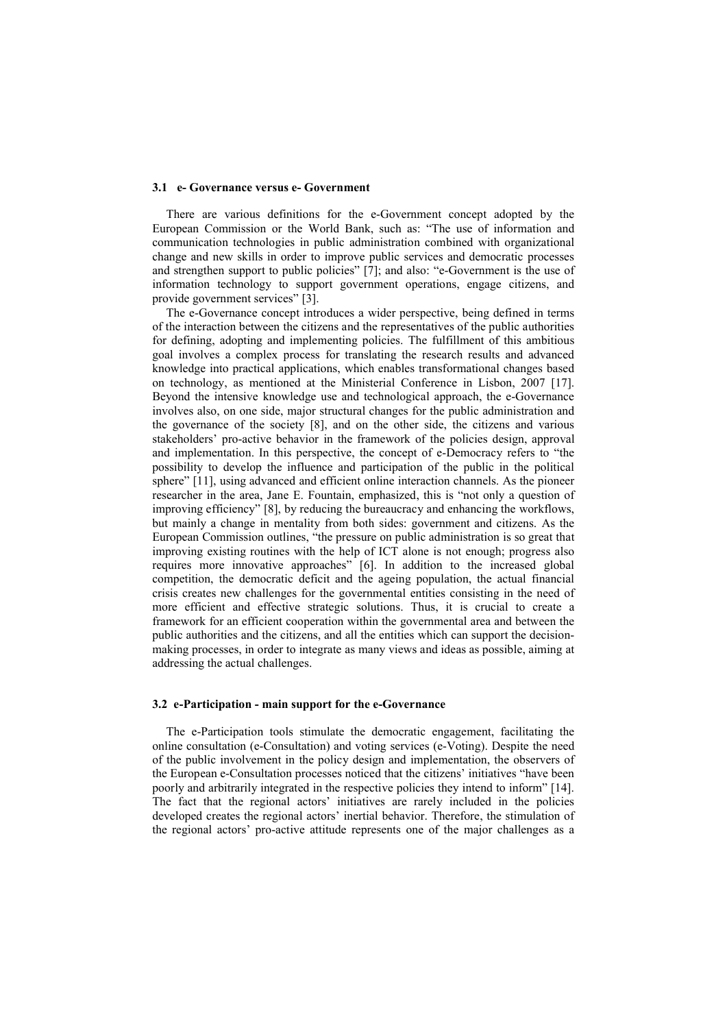### 3.1 e- Governance versus e- Government

There are various definitions for the e-Government concept adopted by the European Commission or the World Bank, such as: "The use of information and communication technologies in public administration combined with organizational change and new skills in order to improve public services and democratic processes and strengthen support to public policies" [7]; and also: "e-Government is the use of information technology to support government operations, engage citizens, and provide government services" [3].

The e-Governance concept introduces a wider perspective, being defined in terms of the interaction between the citizens and the representatives of the public authorities for defining, adopting and implementing policies. The fulfillment of this ambitious goal involves a complex process for translating the research results and advanced knowledge into practical applications, which enables transformational changes based on technology, as mentioned at the Ministerial Conference in Lisbon, 2007 [17]. Beyond the intensive knowledge use and technological approach, the e-Governance involves also, on one side, major structural changes for the public administration and the governance of the society [8], and on the other side, the citizens and various stakeholders' pro-active behavior in the framework of the policies design, approval and implementation. In this perspective, the concept of e-Democracy refers to "the possibility to develop the influence and participation of the public in the political sphere" [11], using advanced and efficient online interaction channels. As the pioneer researcher in the area, Jane E. Fountain, emphasized, this is "not only a question of improving efficiency" [8], by reducing the bureaucracy and enhancing the workflows, but mainly a change in mentality from both sides: government and citizens. As the European Commission outlines, "the pressure on public administration is so great that improving existing routines with the help of ICT alone is not enough; progress also requires more innovative approaches" [6]. In addition to the increased global competition, the democratic deficit and the ageing population, the actual financial crisis creates new challenges for the governmental entities consisting in the need of more efficient and effective strategic solutions. Thus, it is crucial to create a framework for an efficient cooperation within the governmental area and between the public authorities and the citizens, and all the entities which can support the decision-making processes, in order to integrate as many views and ideas as possible, aiming at addressing the actual challenges.

### 3.2 e-Participation - main support for the e-Governance

The e-Participation tools stimulate the democratic engagement, facilitating the online consultation (e-Consultation) and voting services (e-Voting). Despite the need of the public involvement in the policy design and implementation, the observers of the European e-Consultation processes noticed that the citizens' initiatives "have been poorly and arbitrarily integrated in the respective policies they intend to inform" [14]. The fact that the regional actors' initiatives are rarely included in the policies developed creates the regional actors' inertial behavior. Therefore, the stimulation of the regional actors' pro-active attitude represents one of the major challenges as a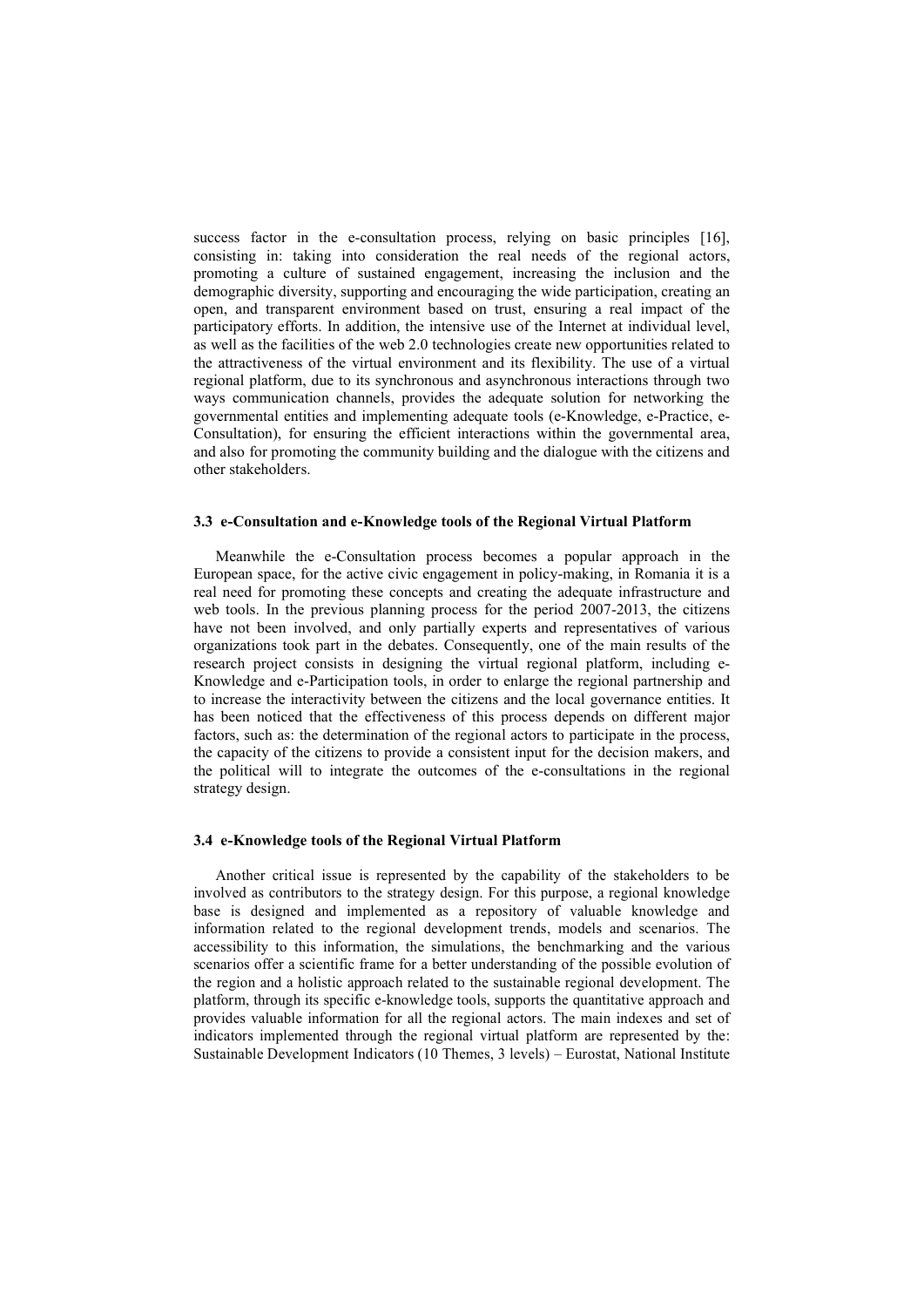success factor in the e-consultation process, relying on basic principles [16], consisting in: taking into consideration the real needs of the regional actors, promoting a culture of sustained engagement, increasing the inclusion and the demographic diversity, supporting and encouraging the wide participation, creating an open, and transparent environment based on trust, ensuring a real impact of the participatory efforts. In addition, the intensive use of the Internet at individual level, as well as the facilities of the web 2.0 technologies create new opportunities related to the attractiveness of the virtual environment and its flexibility. The use of a virtual regional platform, due to its synchronous and asynchronous interactions through two ways communication channels, provides the adequate solution for networking the governmental entities and implementing adequate tools (e-Knowledge, e-Practice, e-Consultation), for ensuring the efficient interactions within the governmental area, and also for promoting the community building and the dialogue with the citizens and other stakeholders.

### 3.3 e-Consultation and e-Knowledge tools of the Regional Virtual Platform

Meanwhile the e-Consultation process becomes a popular approach in the European space, for the active civic engagement in policy-making, in Romania it is a real need for promoting these concepts and creating the adequate infrastructure and web tools. In the previous planning process for the period 2007-2013, the citizens have not been involved, and only partially experts and representatives of various organizations took part in the debates. Consequently, one of the main results of the research project consists in designing the virtual regional platform, including e-Knowledge and e-Participation tools, in order to enlarge the regional partnership and to increase the interactivity between the citizens and the local governance entities. It has been noticed that the effectiveness of this process depends on different major factors, such as: the determination of the regional actors to participate in the process, the capacity of the citizens to provide a consistent input for the decision makers, and the political will to integrate the outcomes of the e-consultations in the regional strategy design.

### 3.4 e-Knowledge tools of the Regional Virtual Platform

Another critical issue is represented by the capability of the stakeholders to be involved as contributors to the strategy design. For this purpose, a regional knowledge base is designed and implemented as a repository of valuable knowledge and information related to the regional development trends, models and scenarios. The accessibility to this information, the simulations, the benchmarking and the various scenarios offer a scientific frame for a better understanding of the possible evolution of the region and a holistic approach related to the sustainable regional development. The platform, through its specific e-knowledge tools, supports the quantitative approach and provides valuable information for all the regional actors. The main indexes and set of indicators implemented through the regional virtual platform are represented by the: Sustainable Development Indicators (10 Themes, 3 levels) – Eurostat, National Institute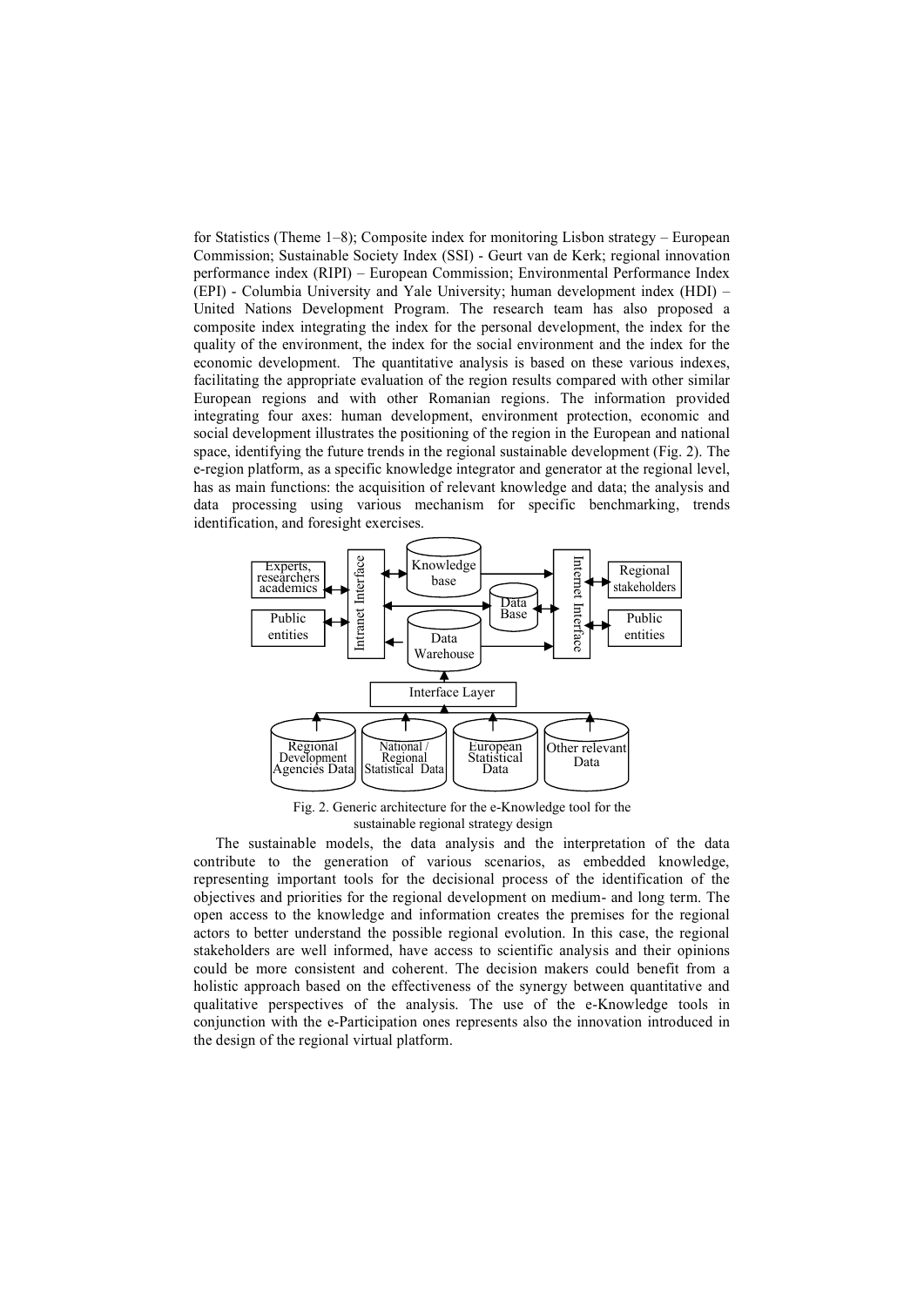for Statistics (Theme 1–8); Composite index for monitoring Lisbon strategy – European Commission; Sustainable Society Index (SSI) - Geurt van de Kerk; regional innovation performance index (RIPI) – European Commission; Environmental Performance Index (EPI) - Columbia University and Yale University; human development index (HDI) – United Nations Development Program. The research team has also proposed a composite index integrating the index for the personal development, the index for the quality of the environment, the index for the social environment and the index for the economic development. The quantitative analysis is based on these various indexes, facilitating the appropriate evaluation of the region results compared with other similar European regions and with other Romanian regions. The information provided integrating four axes: human development, environment protection, economic and social development illustrates the positioning of the region in the European and national space, identifying the future trends in the regional sustainable development (Fig. 2). The e-region platform, as a specific knowledge integrator and generator at the regional level, has as main functions: the acquisition of relevant knowledge and data; the analysis and data processing using various mechanism for specific benchmarking, trends identification, and foresight exercises.

Experts, researchers academics

Public entities

Intranet Interface

Knowledge base

Data Base

Data Warehouse

Internet Interface

Regional stakeholders

Public entities

Interface Layer

Regional Development Agencies Data

National / Regional Statistical Data

European Statistical Data

Other relevant Data

Fig. 2. Generic architecture for the e-Knowledge tool for the sustainable regional strategy design

The sustainable models, the data analysis and the interpretation of the data contribute to the generation of various scenarios, as embedded knowledge, representing important tools for the decisional process of the identification of the objectives and priorities for the regional development on medium- and long term. The open access to the knowledge and information creates the premises for the regional actors to better understand the possible regional evolution. In this case, the regional stakeholders are well informed, have access to scientific analysis and their opinions could be more consistent and coherent. The decision makers could benefit from a holistic approach based on the effectiveness of the synergy between quantitative and qualitative perspectives of the analysis. The use of the e-Knowledge tools in conjunction with the e-Participation ones represents also the innovation introduced in the design of the regional virtual platform.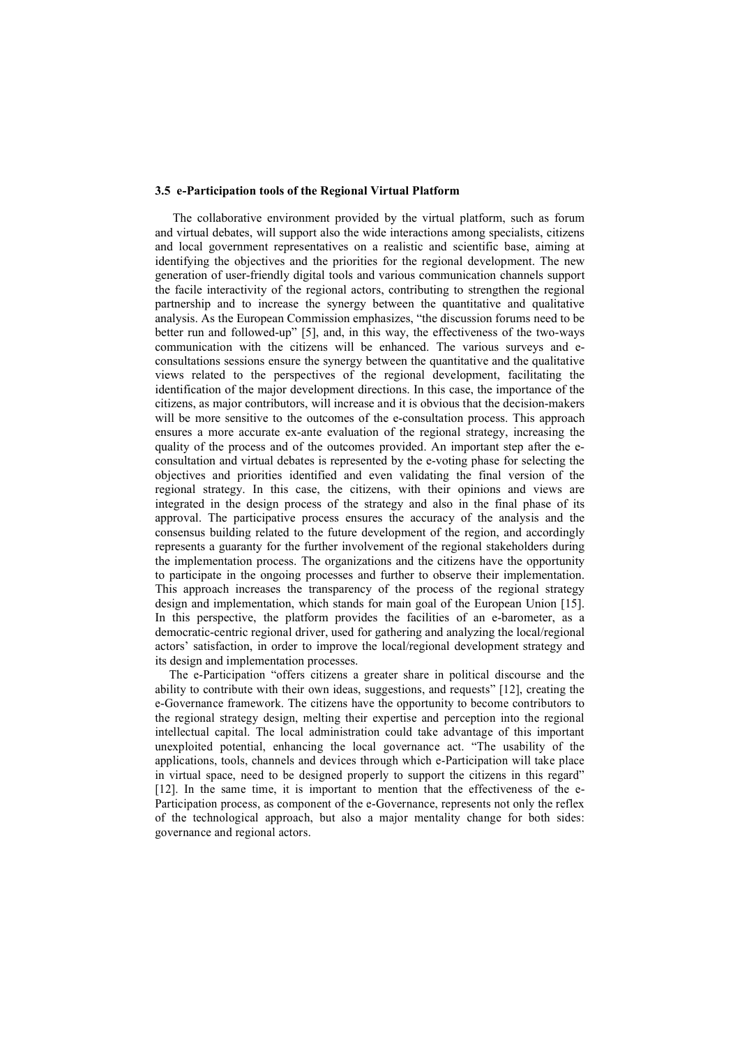### 3.5 e-Participation tools of the Regional Virtual Platform

The collaborative environment provided by the virtual platform, such as forum and virtual debates, will support also the wide interactions among specialists, citizens and local government representatives on a realistic and scientific base, aiming at identifying the objectives and the priorities for the regional development. The new generation of user-friendly digital tools and various communication channels support the facile interactivity of the regional actors, contributing to strengthen the regional partnership and to increase the synergy between the quantitative and qualitative analysis. As the European Commission emphasizes, "the discussion forums need to be better run and followed-up" [5], and, in this way, the effectiveness of the two-ways communication with the citizens will be enhanced. The various surveys and e-consultations sessions ensure the synergy between the quantitative and the qualitative views related to the perspectives of the regional development, facilitating the identification of the major development directions. In this case, the importance of the citizens, as major contributors, will increase and it is obvious that the decision-makers will be more sensitive to the outcomes of the e-consultation process. This approach ensures a more accurate ex-ante evaluation of the regional strategy, increasing the quality of the process and of the outcomes provided. An important step after the e-consultation and virtual debates is represented by the e-voting phase for selecting the objectives and priorities identified and even validating the final version of the regional strategy. In this case, the citizens, with their opinions and views are integrated in the design process of the strategy and also in the final phase of its approval. The participative process ensures the accuracy of the analysis and the consensus building related to the future development of the region, and accordingly represents a guaranty for the further involvement of the regional stakeholders during the implementation process. The organizations and the citizens have the opportunity to participate in the ongoing processes and further to observe their implementation. This approach increases the transparency of the process of the regional strategy design and implementation, which stands for main goal of the European Union [15]. In this perspective, the platform provides the facilities of an e-barometer, as a democratic-centric regional driver, used for gathering and analyzing the local/regional actors' satisfaction, in order to improve the local/regional development strategy and its design and implementation processes.

The e-Participation "offers citizens a greater share in political discourse and the ability to contribute with their own ideas, suggestions, and requests" [12], creating the e-Governance framework. The citizens have the opportunity to become contributors to the regional strategy design, melting their expertise and perception into the regional intellectual capital. The local administration could take advantage of this important unexploited potential, enhancing the local governance act. "The usability of the applications, tools, channels and devices through which e-Participation will take place in virtual space, need to be designed properly to support the citizens in this regard" [12]. In the same time, it is important to mention that the effectiveness of the e-Participation process, as component of the e-Governance, represents not only the reflex of the technological approach, but also a major mentality change for both sides: governance and regional actors.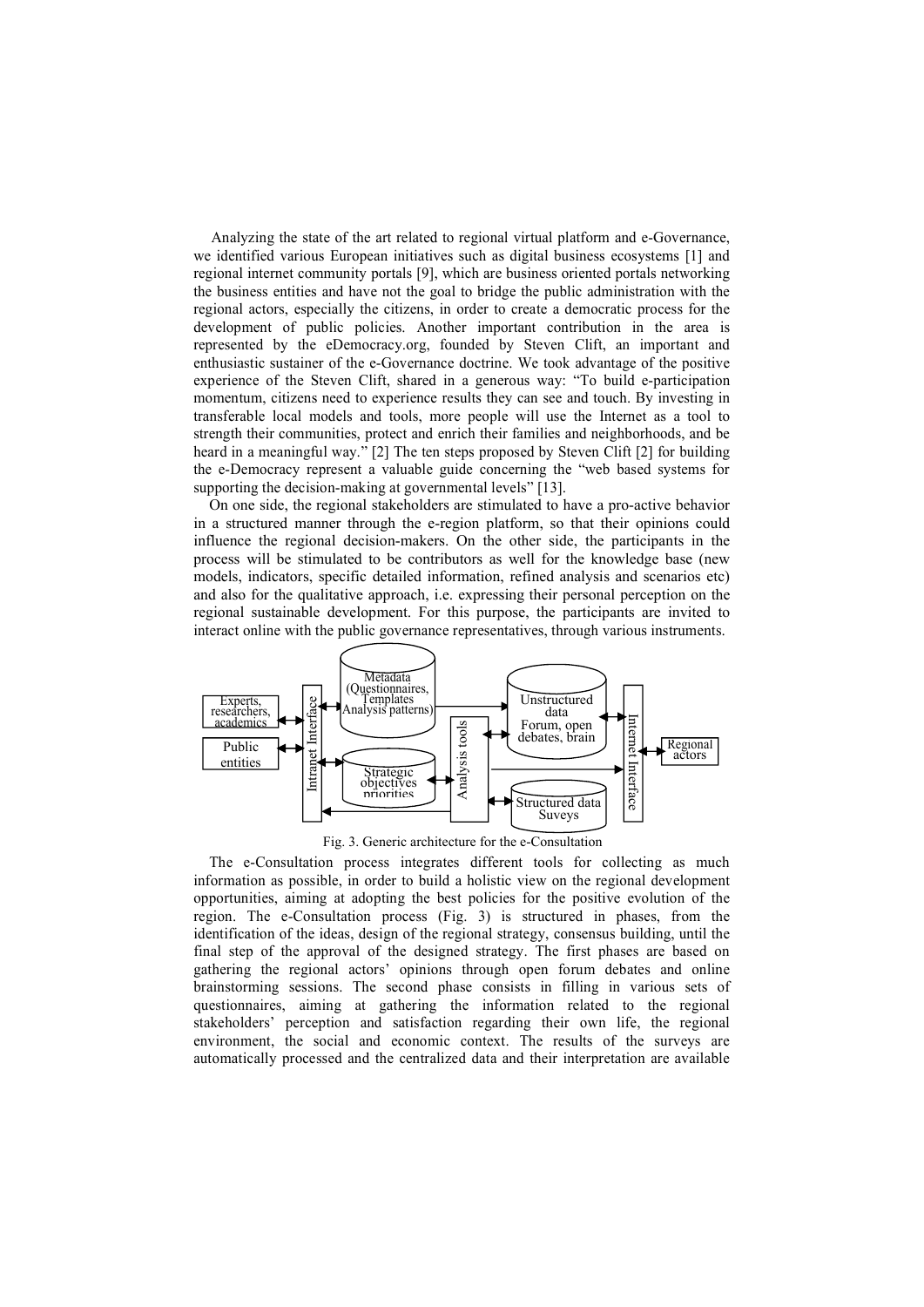Analyzing the state of the art related to regional virtual platform and e-Governance, we identified various European initiatives such as digital business ecosystems [1] and regional internet community portals [9], which are business oriented portals networking the business entities and have not the goal to bridge the public administration with the regional actors, especially the citizens, in order to create a democratic process for the development of public policies. Another important contribution in the area is represented by the eDemocracy.org, founded by Steven Clift, an important and enthusiastic sustainer of the e-Governance doctrine. We took advantage of the positive experience of the Steven Clift, shared in a generous way: "To build e-participation momentum, citizens need to experience results they can see and touch. By investing in transferable local models and tools, more people will use the Internet as a tool to strength their communities, protect and enrich their families and neighborhoods, and be heard in a meaningful way." [2] The ten steps proposed by Steven Clift [2] for building the e-Democracy represent a valuable guide concerning the "web based systems for supporting the decision-making at governmental levels" [13].

On one side, the regional stakeholders are stimulated to have a pro-active behavior in a structured manner through the e-region platform, so that their opinions could influence the regional decision-makers. On the other side, the participants in the process will be stimulated to be contributors as well for the knowledge base (new models, indicators, specific detailed information, refined analysis and scenarios etc) and also for the qualitative approach, i.e. expressing their personal perception on the regional sustainable development. For this purpose, the participants are invited to interact online with the public governance representatives, through various instruments.

Fig. 3. Generic architecture for the e-Consultation

The e-Consultation process integrates different tools for collecting as much information as possible, in order to build a holistic view on the regional development opportunities, aiming at adopting the best policies for the positive evolution of the region. The e-Consultation process (Fig. 3) is structured in phases, from the identification of the ideas, design of the regional strategy, consensus building, until the final step of the approval of the designed strategy. The first phases are based on gathering the regional actors' opinions through open forum debates and online brainstorming sessions. The second phase consists in filling in various sets of questionnaires, aiming at gathering the information related to the regional stakeholders' perception and satisfaction regarding their own life, the regional environment, the social and economic context. The results of the surveys are automatically processed and the centralized data and their interpretation are available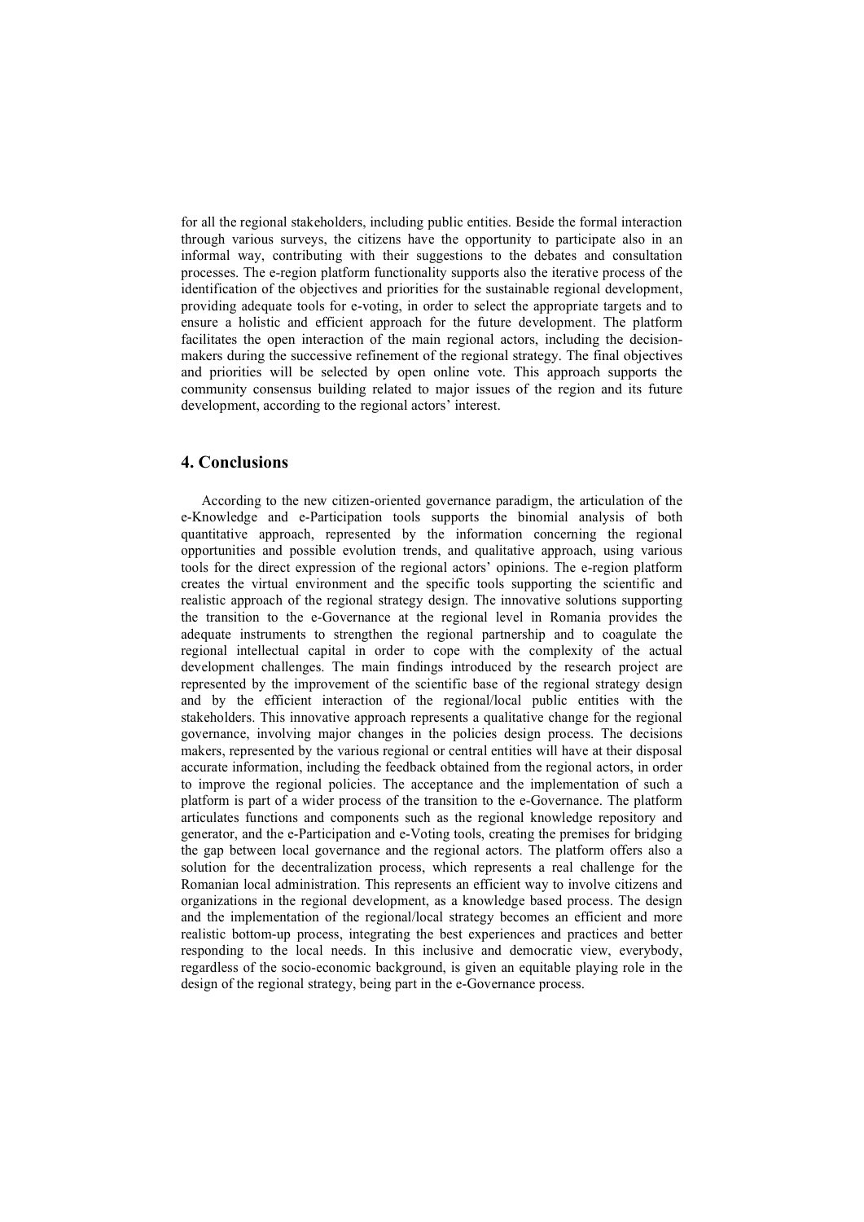for all the regional stakeholders, including public entities. Beside the formal interaction through various surveys, the citizens have the opportunity to participate also in an informal way, contributing with their suggestions to the debates and consultation processes. The e-region platform functionality supports also the iterative process of the identification of the objectives and priorities for the sustainable regional development, providing adequate tools for e-voting, in order to select the appropriate targets and to ensure a holistic and efficient approach for the future development. The platform facilitates the open interaction of the main regional actors, including the decision-makers during the successive refinement of the regional strategy. The final objectives and priorities will be selected by open online vote. This approach supports the community consensus building related to major issues of the region and its future development, according to the regional actors' interest.

## 4. Conclusions

According to the new citizen-oriented governance paradigm, the articulation of the e-Knowledge and e-Participation tools supports the binomial analysis of both quantitative approach, represented by the information concerning the regional opportunities and possible evolution trends, and qualitative approach, using various tools for the direct expression of the regional actors' opinions. The e-region platform creates the virtual environment and the specific tools supporting the scientific and realistic approach of the regional strategy design. The innovative solutions supporting the transition to the e-Governance at the regional level in Romania provides the adequate instruments to strengthen the regional partnership and to coagulate the regional intellectual capital in order to cope with the complexity of the actual development challenges. The main findings introduced by the research project are represented by the improvement of the scientific base of the regional strategy design and by the efficient interaction of the regional/local public entities with the stakeholders. This innovative approach represents a qualitative change for the regional governance, involving major changes in the policies design process. The decisions makers, represented by the various regional or central entities will have at their disposal accurate information, including the feedback obtained from the regional actors, in order to improve the regional policies. The acceptance and the implementation of such a platform is part of a wider process of the transition to the e-Governance. The platform articulates functions and components such as the regional knowledge repository and generator, and the e-Participation and e-Voting tools, creating the premises for bridging the gap between local governance and the regional actors. The platform offers also a solution for the decentralization process, which represents a real challenge for the Romanian local administration. This represents an efficient way to involve citizens and organizations in the regional development, as a knowledge based process. The design and the implementation of the regional/local strategy becomes an efficient and more realistic bottom-up process, integrating the best experiences and practices and better responding to the local needs. In this inclusive and democratic view, everybody, regardless of the socio-economic background, is given an equitable playing role in the design of the regional strategy, being part in the e-Governance process.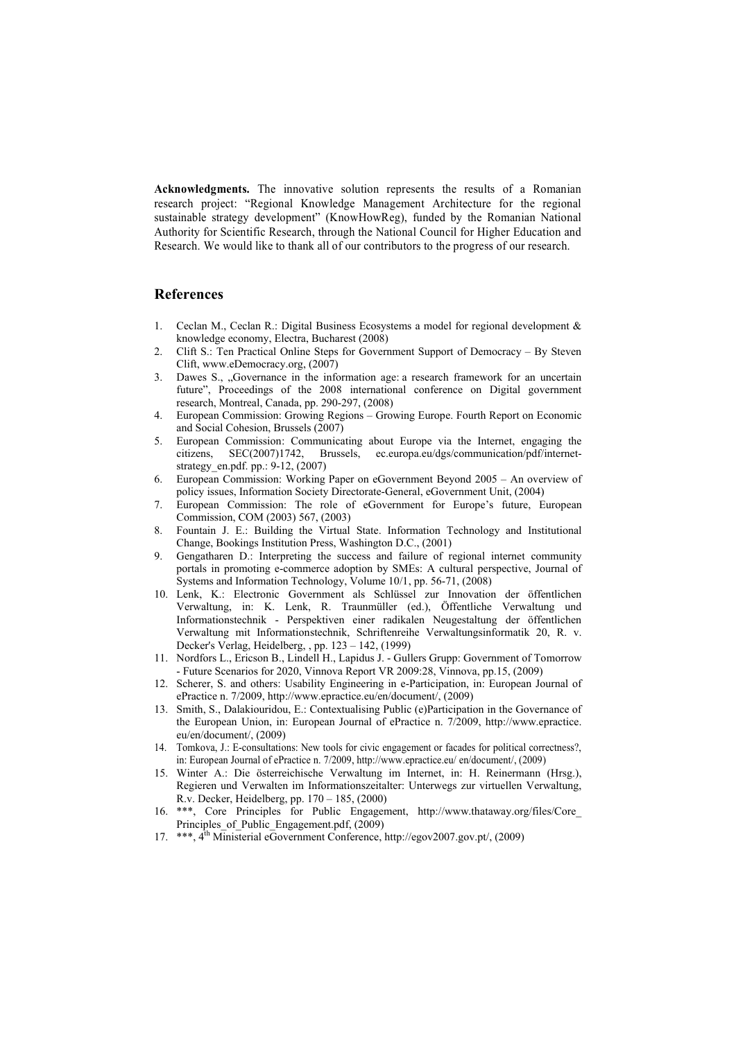**Acknowledgments.** The innovative solution represents the results of a Romanian research project: "Regional Knowledge Management Architecture for the regional sustainable strategy development" (KnowHowReg), funded by the Romanian National Authority for Scientific Research, through the National Council for Higher Education and Research. We would like to thank all of our contributors to the progress of our research.

## References

1. Ceclan M., Ceclan R.: Digital Business Ecosystems a model for regional development & knowledge economy, Electra, Bucharest (2008)
2. Clift S.: Ten Practical Online Steps for Government Support of Democracy – By Steven Clift, www.eDemocracy.org, (2007)
3. Dawes S., „Governance in the information age: a research framework for an uncertain future", Proceedings of the 2008 international conference on Digital government research, Montreal, Canada, pp. 290-297, (2008)
4. European Commission: Growing Regions – Growing Europe. Fourth Report on Economic and Social Cohesion, Brussels (2007)
5. European Commission: Communicating about Europe via the Internet, engaging the citizens, SEC(2007)1742, Brussels, ec.europa.eu/dgs/communication/pdf/internet-strategy_en.pdf. pp.: 9-12, (2007)
6. European Commission: Working Paper on eGovernment Beyond 2005 – An overview of policy issues, Information Society Directorate-General, eGovernment Unit, (2004)
7. European Commission: The role of eGovernment for Europe's future, European Commission, COM (2003) 567, (2003)
8. Fountain J. E.: Building the Virtual State. Information Technology and Institutional Change, Bookings Institution Press, Washington D.C., (2001)
9. Gengatharen D.: Interpreting the success and failure of regional internet community portals in promoting e-commerce adoption by SMEs: A cultural perspective, Journal of Systems and Information Technology, Volume 10/1, pp. 56-71, (2008)
10. Lenk, K.: Electronic Government als Schlüssel zur Innovation der öffentlichen Verwaltung, in: K. Lenk, R. Traunmüller (ed.), Öffentliche Verwaltung und Informationstechnik - Perspektiven einer radikalen Neugestaltung der öffentlichen Verwaltung mit Informationstechnik, Schriftenreihe Verwaltungsinformatik 20, R. v. Decker's Verlag, Heidelberg, , pp. 123 – 142, (1999)
11. Nordfors L., Ericson B., Lindell H., Lapidus J. - Gullers Grupp: Government of Tomorrow - Future Scenarios for 2020, Vinnova Report VR 2009:28, Vinnova, pp.15, (2009)
12. Scherer, S. and others: Usability Engineering in e-Participation, in: European Journal of ePractice n. 7/2009, http://www.epractice.eu/en/document/, (2009)
13. Smith, S., Dalakiouridou, E.: Contextualising Public (e)Participation in the Governance of the European Union, in: European Journal of ePractice n. 7/2009, http://www.epractice.eu/en/document/, (2009)
14. Tomkova, J.: E-consultations: New tools for civic engagement or facades for political correctness?, in: European Journal of ePractice n. 7/2009, http://www.epractice.eu/ en/document/, (2009)
15. Winter A.: Die österreichische Verwaltung im Internet, in: H. Reinermann (Hrsg.), Regieren und Verwalten im Informationszeitalter: Unterwegs zur virtuellen Verwaltung, R.v. Decker, Heidelberg, pp. 170 – 185, (2000)
16. ***, Core Principles for Public Engagement, http://www.thataway.org/files/Core_Principles_of_Public_Engagement.pdf, (2009)
17. ***, 4th Ministerial eGovernment Conference, http://egov2007.gov.pt/, (2009)